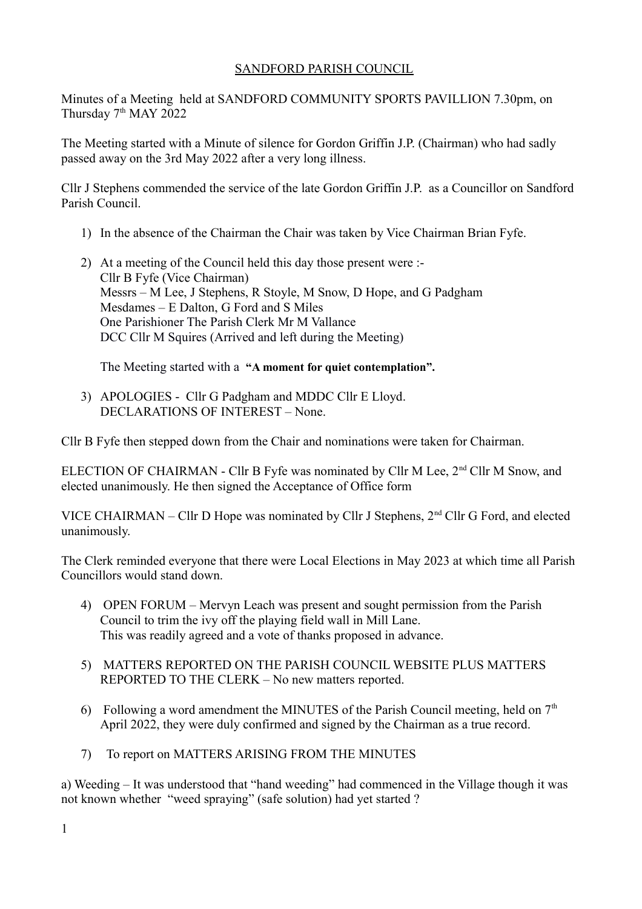# SANDFORD PARISH COUNCIL

Minutes of a Meeting held at SANDFORD COMMUNITY SPORTS PAVILLION 7.30pm, on Thursday 7th MAY 2022

The Meeting started with a Minute of silence for Gordon Griffin J.P. (Chairman) who had sadly passed away on the 3rd May 2022 after a very long illness.

Cllr J Stephens commended the service of the late Gordon Griffin J.P. as a Councillor on Sandford Parish Council.

1) In the absence of the Chairman the Chair was taken by Vice Chairman Brian Fyfe.

2) At a meeting of the Council held this day those present were :-
   Cllr B Fyfe (Vice Chairman)
   Messrs – M Lee, J Stephens, R Stoyle, M Snow, D Hope, and G Padgham
   Mesdames – E Dalton, G Ford and S Miles
   One Parishioner The Parish Clerk Mr M Vallance
   DCC Cllr M Squires (Arrived and left during the Meeting)

   The Meeting started with a **"A moment for quiet contemplation".**

3) APOLOGIES - Cllr G Padgham and MDDC Cllr E Lloyd.
   DECLARATIONS OF INTEREST – None.

Cllr B Fyfe then stepped down from the Chair and nominations were taken for Chairman.

ELECTION OF CHAIRMAN - Cllr B Fyfe was nominated by Cllr M Lee, 2nd Cllr M Snow, and elected unanimously. He then signed the Acceptance of Office form

VICE CHAIRMAN – Cllr D Hope was nominated by Cllr J Stephens, 2nd Cllr G Ford, and elected unanimously.

The Clerk reminded everyone that there were Local Elections in May 2023 at which time all Parish Councillors would stand down.

4) OPEN FORUM – Mervyn Leach was present and sought permission from the Parish Council to trim the ivy off the playing field wall in Mill Lane.
   This was readily agreed and a vote of thanks proposed in advance.

5) MATTERS REPORTED ON THE PARISH COUNCIL WEBSITE PLUS MATTERS REPORTED TO THE CLERK – No new matters reported.

6) Following a word amendment the MINUTES of the Parish Council meeting, held on 7th April 2022, they were duly confirmed and signed by the Chairman as a true record.

7) To report on MATTERS ARISING FROM THE MINUTES

a) Weeding – It was understood that "hand weeding" had commenced in the Village though it was not known whether "weed spraying" (safe solution) had yet started ?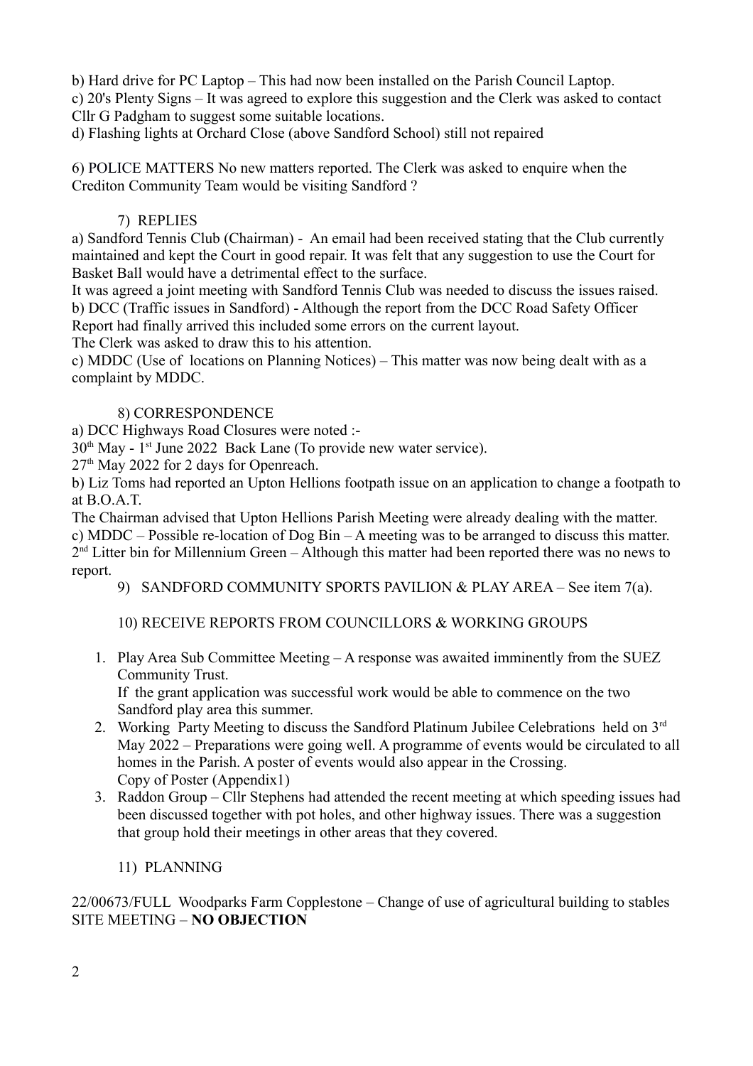b) Hard drive for PC Laptop – This had now been installed on the Parish Council Laptop.
c) 20's Plenty Signs – It was agreed to explore this suggestion and the Clerk was asked to contact Cllr G Padgham to suggest some suitable locations.
d) Flashing lights at Orchard Close (above Sandford School) still not repaired

6) POLICE MATTERS No new matters reported. The Clerk was asked to enquire when the Crediton Community Team would be visiting Sandford ?

7) REPLIES

a) Sandford Tennis Club (Chairman) - An email had been received stating that the Club currently maintained and kept the Court in good repair. It was felt that any suggestion to use the Court for Basket Ball would have a detrimental effect to the surface.
It was agreed a joint meeting with Sandford Tennis Club was needed to discuss the issues raised.
b) DCC (Traffic issues in Sandford) - Although the report from the DCC Road Safety Officer Report had finally arrived this included some errors on the current layout.
The Clerk was asked to draw this to his attention.
c) MDDC (Use of locations on Planning Notices) – This matter was now being dealt with as a complaint by MDDC.

8) CORRESPONDENCE

a) DCC Highways Road Closures were noted :-
30th May - 1st June 2022 Back Lane (To provide new water service).
27th May 2022 for 2 days for Openreach.
b) Liz Toms had reported an Upton Hellions footpath issue on an application to change a footpath to at B.O.A.T.
The Chairman advised that Upton Hellions Parish Meeting were already dealing with the matter.
c) MDDC – Possible re-location of Dog Bin – A meeting was to be arranged to discuss this matter.
2nd Litter bin for Millennium Green – Although this matter had been reported there was no news to report.

9) SANDFORD COMMUNITY SPORTS PAVILION & PLAY AREA – See item 7(a).

10) RECEIVE REPORTS FROM COUNCILLORS & WORKING GROUPS

1. Play Area Sub Committee Meeting – A response was awaited imminently from the SUEZ Community Trust.
   If the grant application was successful work would be able to commence on the two Sandford play area this summer.
2. Working Party Meeting to discuss the Sandford Platinum Jubilee Celebrations held on 3rd May 2022 – Preparations were going well. A programme of events would be circulated to all homes in the Parish. A poster of events would also appear in the Crossing.
   Copy of Poster (Appendix1)
3. Raddon Group – Cllr Stephens had attended the recent meeting at which speeding issues had been discussed together with pot holes, and other highway issues. There was a suggestion that group hold their meetings in other areas that they covered.

11) PLANNING

22/00673/FULL Woodparks Farm Copplestone – Change of use of agricultural building to stables
SITE MEETING – **NO OBJECTION**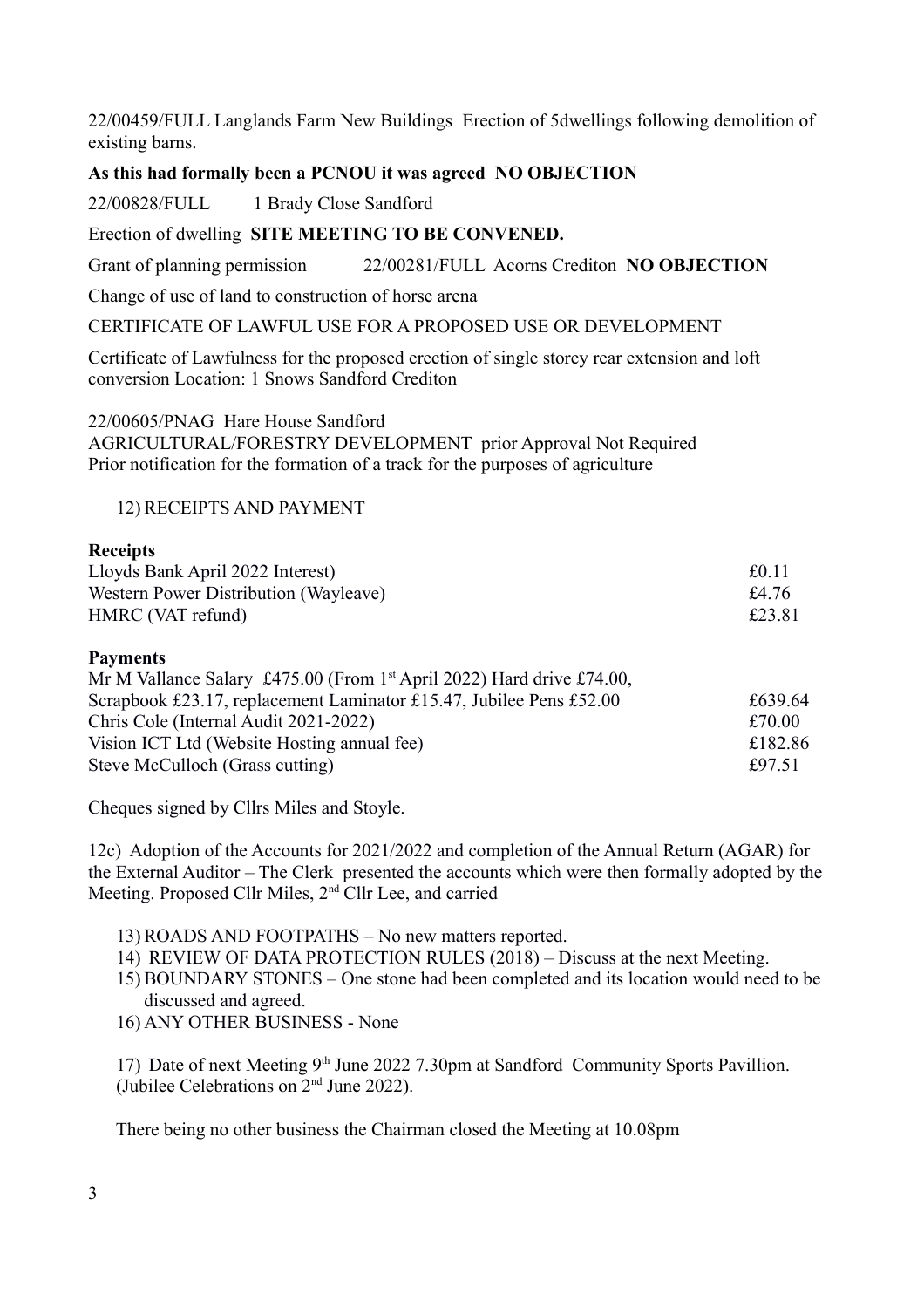22/00459/FULL Langlands Farm New Buildings Erection of 5dwellings following demolition of existing barns.

**As this had formally been a PCNOU it was agreed NO OBJECTION**

22/00828/FULL 1 Brady Close Sandford

Erection of dwelling **SITE MEETING TO BE CONVENED.**

Grant of planning permission 22/00281/FULL Acorns Crediton **NO OBJECTION**

Change of use of land to construction of horse arena

CERTIFICATE OF LAWFUL USE FOR A PROPOSED USE OR DEVELOPMENT

Certificate of Lawfulness for the proposed erection of single storey rear extension and loft conversion Location: 1 Snows Sandford Crediton

22/00605/PNAG Hare House Sandford
AGRICULTURAL/FORESTRY DEVELOPMENT prior Approval Not Required
Prior notification for the formation of a track for the purposes of agriculture

12) RECEIPTS AND PAYMENT

**Receipts**

| | |
|---|---|
| Lloyds Bank April 2022 Interest) | £0.11 |
| Western Power Distribution (Wayleave) | £4.76 |
| HMRC (VAT refund) | £23.81 |

**Payments**

| | |
|---|---|
| Mr M Vallance Salary £475.00 (From 1st April 2022) Hard drive £74.00, Scrapbook £23.17, replacement Laminator £15.47, Jubilee Pens £52.00 | £639.64 |
| Chris Cole (Internal Audit 2021-2022) | £70.00 |
| Vision ICT Ltd (Website Hosting annual fee) | £182.86 |
| Steve McCulloch (Grass cutting) | £97.51 |

Cheques signed by Cllrs Miles and Stoyle.

12c) Adoption of the Accounts for 2021/2022 and completion of the Annual Return (AGAR) for the External Auditor – The Clerk presented the accounts which were then formally adopted by the Meeting. Proposed Cllr Miles, 2nd Cllr Lee, and carried

13) ROADS AND FOOTPATHS – No new matters reported.
14) REVIEW OF DATA PROTECTION RULES (2018) – Discuss at the next Meeting.
15) BOUNDARY STONES – One stone had been completed and its location would need to be discussed and agreed.
16) ANY OTHER BUSINESS - None

17) Date of next Meeting 9th June 2022 7.30pm at Sandford Community Sports Pavillion. (Jubilee Celebrations on 2nd June 2022).

There being no other business the Chairman closed the Meeting at 10.08pm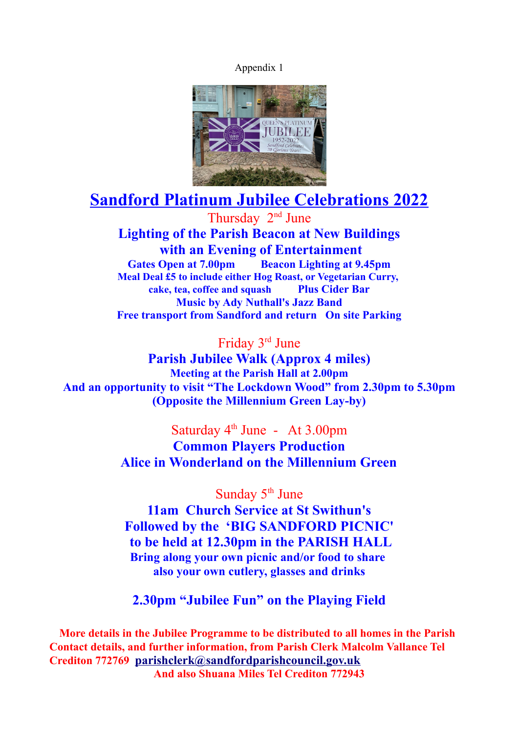Appendix 1

# Sandford Platinum Jubilee Celebrations 2022

Thursday 2nd June

**Lighting of the Parish Beacon at New Buildings**
**with an Evening of Entertainment**

**Gates Open at 7.00pm      Beacon Lighting at 9.45pm**

**Meal Deal £5 to include either Hog Roast, or Vegetarian Curry, cake, tea, coffee and squash      Plus Cider Bar**

**Music by Ady Nuthall's Jazz Band**

**Free transport from Sandford and return   On site Parking**

Friday 3rd June

**Parish Jubilee Walk (Approx 4 miles)**

**Meeting at the Parish Hall at 2.00pm**

**And an opportunity to visit "The Lockdown Wood" from 2.30pm to 5.30pm (Opposite the Millennium Green Lay-by)**

Saturday 4th June  -  At 3.00pm

**Common Players Production**
**Alice in Wonderland on the Millennium Green**

Sunday 5th June

**11am  Church Service at St Swithun's**
**Followed by the 'BIG SANDFORD PICNIC' to be held at 12.30pm in the PARISH HALL**

**Bring along your own picnic and/or food to share also your own cutlery, glasses and drinks**

**2.30pm "Jubilee Fun" on the Playing Field**

**More details in the Jubilee Programme to be distributed to all homes in the Parish**
**Contact details, and further information, from Parish Clerk Malcolm Vallance Tel Crediton 772769  parishclerk@sandfordparishcouncil.gov.uk**
**And also Shuana Miles Tel Crediton 772943**